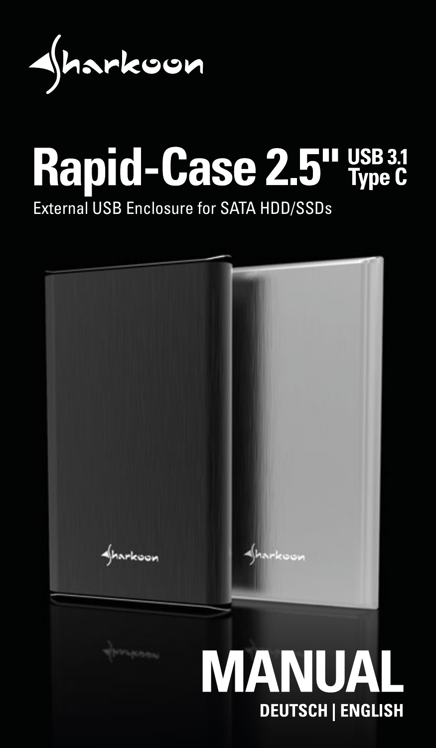Sharkoon

# Rapid-Case 2.5" USB 3.1 Type C

External USB Enclosure for SATA HDD/SSDs

# MANUAL

**DEUTSCH | ENGLISH**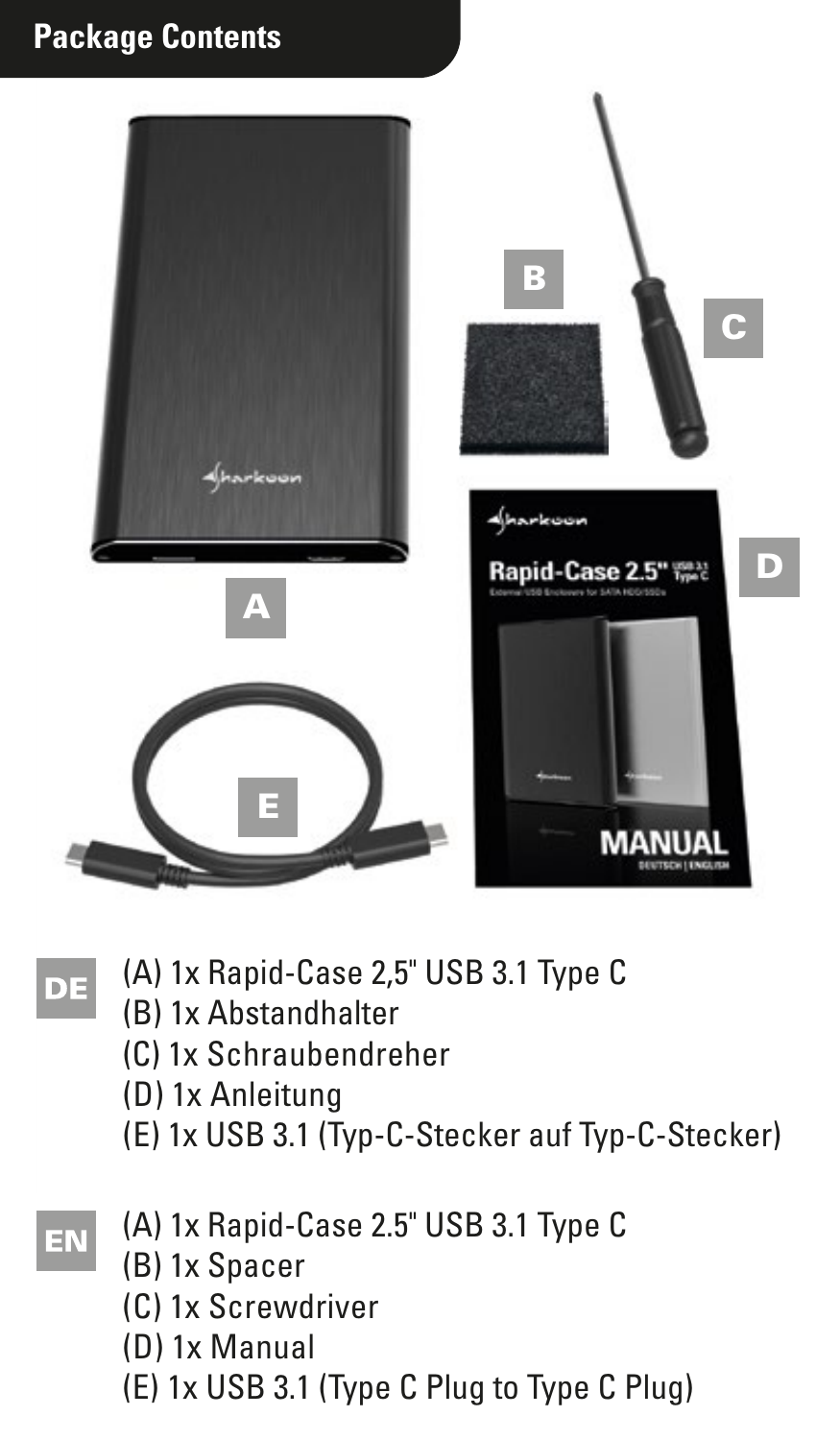## Package Contents

A

B

C

D

E

**DE**

(A) 1x Rapid-Case 2,5" USB 3.1 Type C
(B) 1x Abstandhalter
(C) 1x Schraubendreher
(D) 1x Anleitung
(E) 1x USB 3.1 (Typ-C-Stecker auf Typ-C-Stecker)

**EN**

(A) 1x Rapid-Case 2.5" USB 3.1 Type C
(B) 1x Spacer
(C) 1x Screwdriver
(D) 1x Manual
(E) 1x USB 3.1 (Type C Plug to Type C Plug)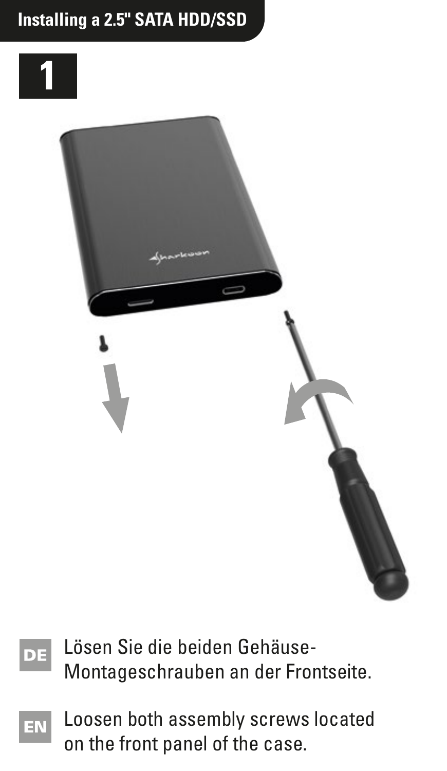## Installing a 2.5" SATA HDD/SSD

### 1

**DE** Lösen Sie die beiden Gehäuse-Montageschrauben an der Frontseite.

**EN** Loosen both assembly screws located on the front panel of the case.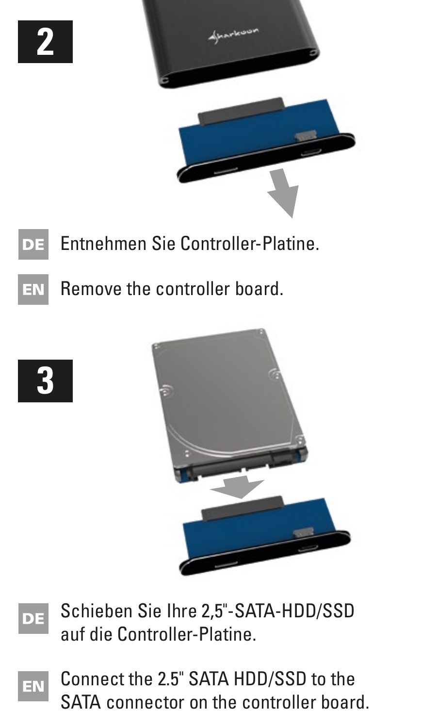## 2

DE Entnehmen Sie Controller-Platine.

EN Remove the controller board.

## 3

DE Schieben Sie Ihre 2,5"-SATA-HDD/SSD auf die Controller-Platine.

EN Connect the 2.5" SATA HDD/SSD to the SATA connector on the controller board.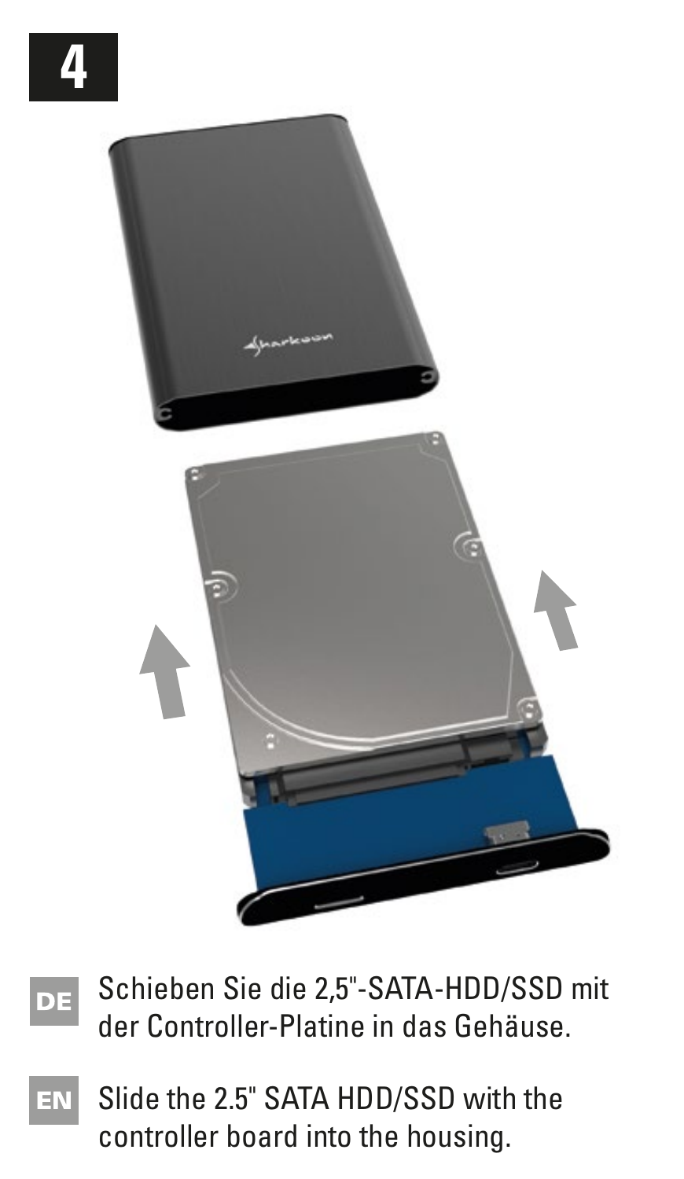# 4

**DE** Schieben Sie die 2,5"-SATA-HDD/SSD mit der Controller-Platine in das Gehäuse.

**EN** Slide the 2.5" SATA HDD/SSD with the controller board into the housing.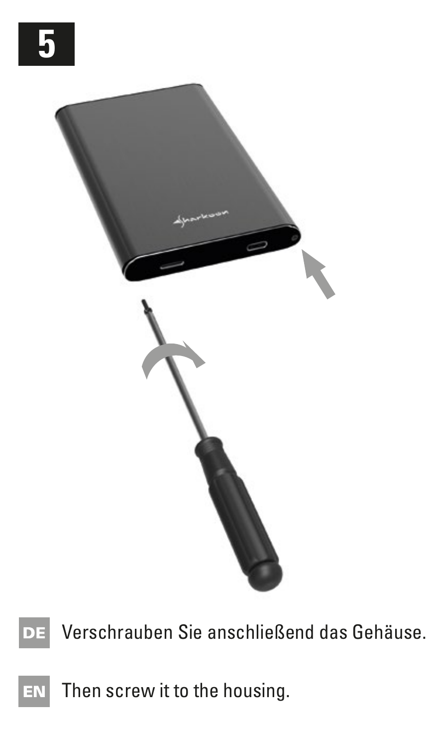# 5

DE Verschrauben Sie anschließend das Gehäuse.

EN Then screw it to the housing.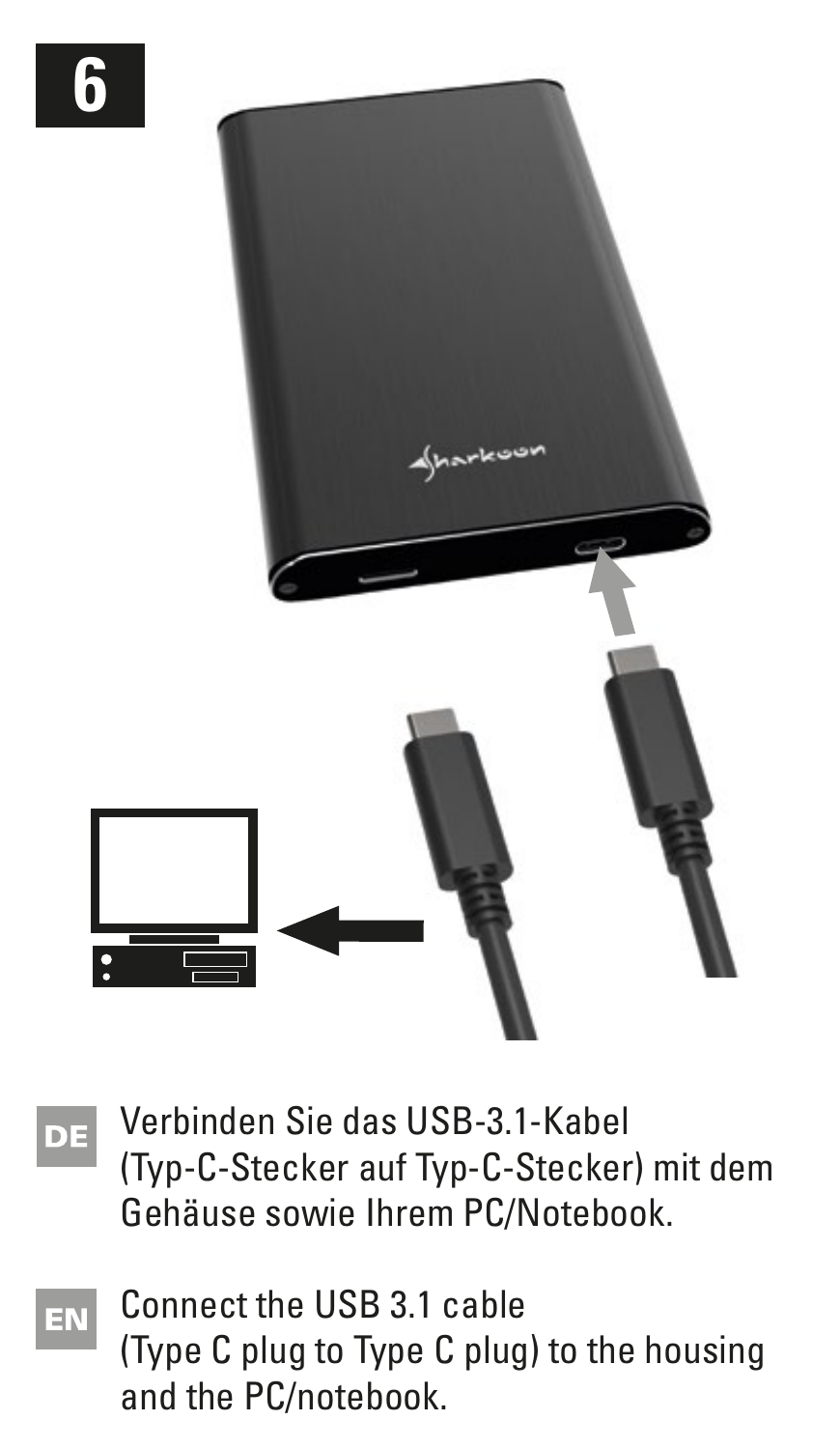# 6

**DE** Verbinden Sie das USB-3.1-Kabel (Typ-C-Stecker auf Typ-C-Stecker) mit dem Gehäuse sowie Ihrem PC/Notebook.

**EN** Connect the USB 3.1 cable (Type C plug to Type C plug) to the housing and the PC/notebook.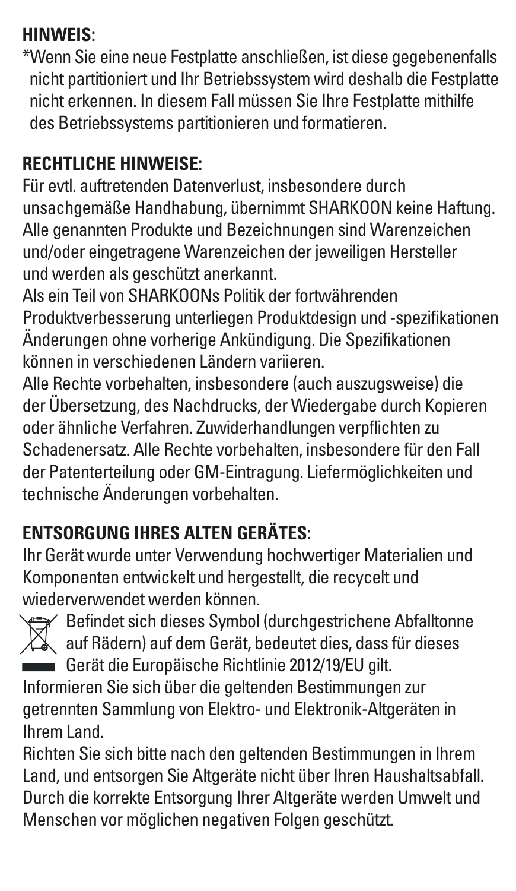**HINWEIS:**

*Wenn Sie eine neue Festplatte anschließen, ist diese gegebenenfalls nicht partitioniert und Ihr Betriebssystem wird deshalb die Festplatte nicht erkennen. In diesem Fall müssen Sie Ihre Festplatte mithilfe des Betriebssystems partitionieren und formatieren.

**RECHTLICHE HINWEISE:**

Für evtl. auftretenden Datenverlust, insbesondere durch unsachgemäße Handhabung, übernimmt SHARKOON keine Haftung. Alle genannten Produkte und Bezeichnungen sind Warenzeichen und/oder eingetragene Warenzeichen der jeweiligen Hersteller und werden als geschützt anerkannt.

Als ein Teil von SHARKOONs Politik der fortwährenden Produktverbesserung unterliegen Produktdesign und -spezifikationen Änderungen ohne vorherige Ankündigung. Die Spezifikationen können in verschiedenen Ländern variieren.

Alle Rechte vorbehalten, insbesondere (auch auszugsweise) die der Übersetzung, des Nachdrucks, der Wiedergabe durch Kopieren oder ähnliche Verfahren. Zuwiderhandlungen verpflichten zu Schadenersatz. Alle Rechte vorbehalten, insbesondere für den Fall der Patenterteilung oder GM-Eintragung. Liefermöglichkeiten und technische Änderungen vorbehalten.

**ENTSORGUNG IHRES ALTEN GERÄTES:**

Ihr Gerät wurde unter Verwendung hochwertiger Materialien und Komponenten entwickelt und hergestellt, die recycelt und wiederverwendet werden können.

Befindet sich dieses Symbol (durchgestrichene Abfalltonne auf Rädern) auf dem Gerät, bedeutet dies, dass für dieses Gerät die Europäische Richtlinie 2012/19/EU gilt.

Informieren Sie sich über die geltenden Bestimmungen zur getrennten Sammlung von Elektro- und Elektronik-Altgeräten in Ihrem Land.

Richten Sie sich bitte nach den geltenden Bestimmungen in Ihrem Land, und entsorgen Sie Altgeräte nicht über Ihren Haushaltsabfall. Durch die korrekte Entsorgung Ihrer Altgeräte werden Umwelt und Menschen vor möglichen negativen Folgen geschützt.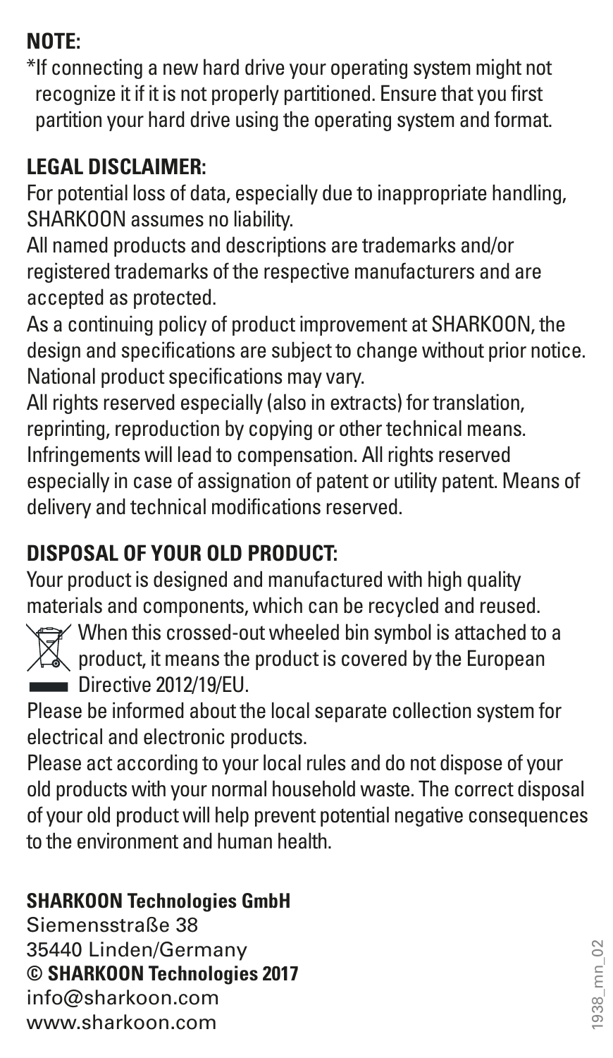## NOTE:

*If connecting a new hard drive your operating system might not recognize it if it is not properly partitioned. Ensure that you first partition your hard drive using the operating system and format.

## LEGAL DISCLAIMER:

For potential loss of data, especially due to inappropriate handling, SHARKOON assumes no liability.

All named products and descriptions are trademarks and/or registered trademarks of the respective manufacturers and are accepted as protected.

As a continuing policy of product improvement at SHARKOON, the design and specifications are subject to change without prior notice. National product specifications may vary.

All rights reserved especially (also in extracts) for translation, reprinting, reproduction by copying or other technical means. Infringements will lead to compensation. All rights reserved especially in case of assignation of patent or utility patent. Means of delivery and technical modifications reserved.

## DISPOSAL OF YOUR OLD PRODUCT:

Your product is designed and manufactured with high quality materials and components, which can be recycled and reused.

When this crossed-out wheeled bin symbol is attached to a product, it means the product is covered by the European Directive 2012/19/EU.

Please be informed about the local separate collection system for electrical and electronic products.

Please act according to your local rules and do not dispose of your old products with your normal household waste. The correct disposal of your old product will help prevent potential negative consequences to the environment and human health.

**SHARKOON Technologies GmbH**
Siemensstraße 38
35440 Linden/Germany
**© SHARKOON Technologies 2017**
info@sharkoon.com
www.sharkoon.com

1938_mn_02